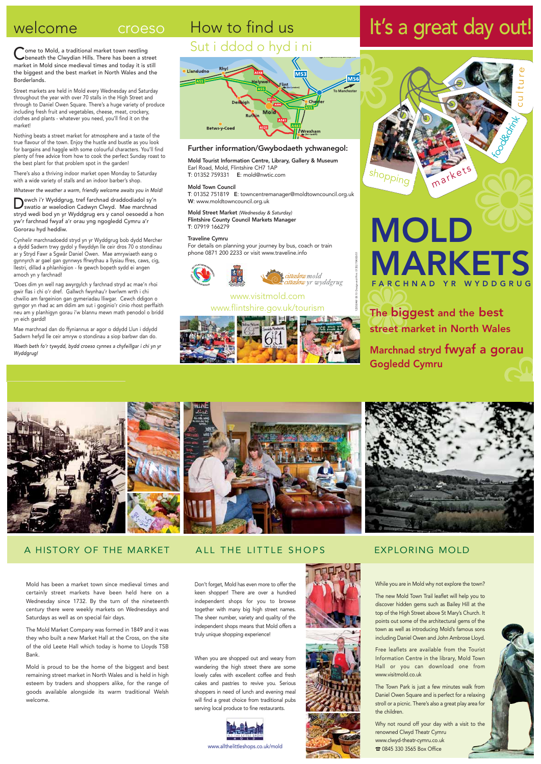# welcome croeso

Come to Mold, a traditional market town nestling beneath the Clwydian Hills. There has been a street market in Mold since medieval times and today it is still the biggest and the best market in North Wales and the Borderlands.

Street markets are held in Mold every Wednesday and Saturday throughout the year with over 70 stalls in the High Street and through to Daniel Owen Square. There's a huge variety of produce including fresh fruit and vegetables, cheese, meat, crockery, clothes and plants - whatever you need, you'll find it on the market!

Nothing beats a street market for atmosphere and a taste of the true flavour of the town. Enjoy the hustle and bustle as you look for bargains and haggle with some colourful characters. You'll find plenty of free advice from how to cook the perfect Sunday roast to the best plant for that problem spot in the garden!

There's also a thriving indoor market open Monday to Saturday with a wide variety of stalls and an indoor barber's shop.

*Whatever the weather a warm, friendly welcome awaits you in Mold!*

Dewch i'r Wyddgrug, tref farchnad draddodiadol sy'n swatio ar waelodion Cadwyn Clwyd. Mae marchnad stryd wedi bod yn yr Wyddgrug ers y canol oesoedd a hon yw'r farchnad fwyaf a'r orau yng ngogledd Cymru a'r Gororau hyd heddiw.

Cynhelir marchnadoedd stryd yn yr Wyddgrug bob dydd Mercher a dydd Sadwrn trwy gydol y flwyddyn lle ceir dros 70 o stondinau ar y Stryd Fawr a Sgwâr Daniel Owen. Mae amrywiaeth eang o gynnyrch ar gael gan gynnwys ffrwythau a llysiau ffres, caws, cig, llestri, dillad a phlanhigion - fe gewch bopeth sydd ei angen arnoch yn y farchnad!

'Does dim yn well nag awyrgylch y farchnad stryd ac mae'n rhoi gwir flas i chi o'r dref. Gallwch fwynhau'r bwrlwm wrth i chi chwilio am fargeinion gan gymeriadau lliwgar. Cewch ddigon o gyngor yn rhad ac am ddim am sut i goginio'r cinio rhost perffaith neu am y planhigyn gorau i'w blannu mewn math penodol o bridd yn eich gardd!

Mae marchnad dan do ffyniannus ar agor o ddydd Llun i ddydd Sadwrn hefyd lle ceir amryw o stondinau a siop barbwr dan do.

*Waeth beth fo'r tywydd, bydd croeso cynnes a chyfeillgar i chi yn yr Wyddgrug!*

# How to find us
## Sut i ddod o hyd i ni

## Further information/Gwybodaeth ychwanegol:

**Mold Tourist Information Centre, Library, Gallery & Museum**
Earl Road, Mold, Flintshire CH7 1AP
T: 01352 759331 E: mold@nwtic.com

**Mold Town Council**
T: 01352 751819 E: towncentremanager@moldtowncouncil.org.uk
W: www.moldtowncouncil.org.uk

**Mold Street Market** *(Wednesday & Saturday)*
**Flintshire County Council Markets Manager**
T: 07919 166279

**Traveline Cymru**
For details on planning your journey by bus, coach or train phone 0871 200 2233 or visit www.traveline.info

www.visitmold.com
www.flintshire.gov.uk/tourism

# It's a great day out!

# MOLD MARKETS
FARCHNAD YR WYDDGRUG

**The biggest and the best street market in North Wales**

**Marchnad stryd fwyaf a gorau Gogledd Cymru**

## A HISTORY OF THE MARKET

Mold has been a market town since medieval times and certainly street markets have been held here on a Wednesday since 1732. By the turn of the nineteenth century there were weekly markets on Wednesdays and Saturdays as well as on special fair days.

The Mold Market Company was formed in 1849 and it was they who built a new Market Hall at the Cross, on the site of the old Leete Hall which today is home to Lloyds TSB Bank.

Mold is proud to be the home of the biggest and best remaining street market in North Wales and is held in high esteem by traders and shoppers alike, for the range of goods available alongside its warm traditional Welsh welcome.

## ALL THE LITTLE SHOPS

Don't forget, Mold has even more to offer the keen shopper! There are over a hundred independent shops for you to browse together with many big high street names. The sheer number, variety and quality of the independent shops means that Mold offers a truly unique shopping experience!

When you are shopped out and weary from wandering the high street there are some lovely cafes with excellent coffee and fresh cakes and pastries to revive you. Serious shoppers in need of lunch and evening meal will find a great choice from traditional pubs serving local produce to fine restaurants.

www.allthelittleshops.co.uk/mold

## EXPLORING MOLD

While you are in Mold why not explore the town?

The new Mold Town Trail leaflet will help you to discover hidden gems such as Bailey Hill at the top of the High Street above St Mary's Church. It points out some of the architectural gems of the town as well as introducing Mold's famous sons including Daniel Owen and John Ambrose Lloyd.

Free leaflets are available from the Tourist Information Centre in the library, Mold Town Hall or you can download one from www.visitmold.co.uk

The Town Park is just a few minutes walk from Daniel Owen Square and is perfect for a relaxing stroll or a picnic. There's also a great play area for the children.

Why not round off your day with a visit to the renowned Clwyd Theatr Cymru
www.clwyd-theatr-cymru.co.uk
☎ 0845 330 3565 Box Office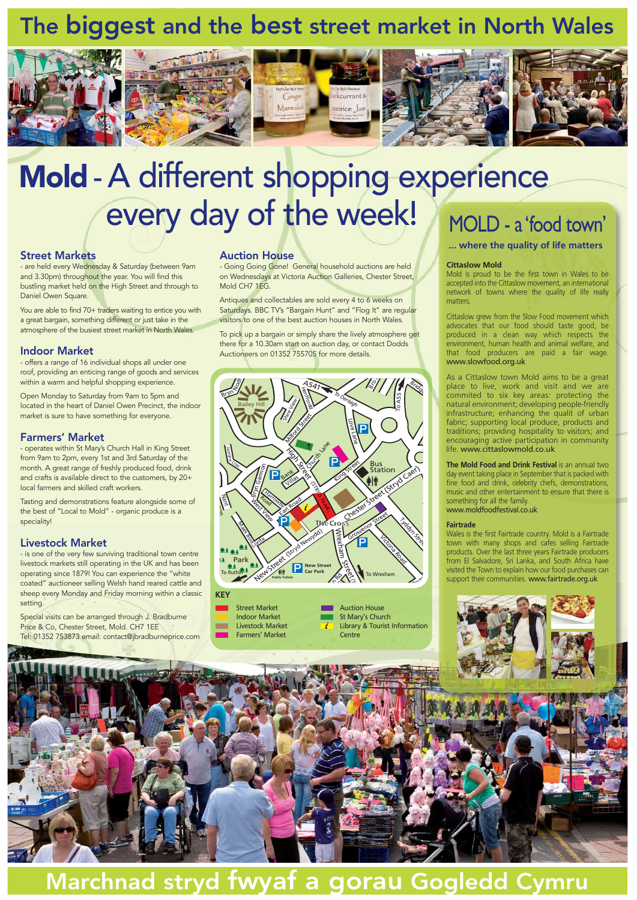# The biggest and the best street market in North Wales

# Mold - A different shopping experience every day of the week!

## Street Markets

- are held every Wednesday & Saturday (between 9am and 3.30pm) throughout the year. You will find this bustling market held on the High Street and through to Daniel Owen Square.

You are able to find 70+ traders waiting to entice you with a great bargain, something different or just take in the atmosphere of the busiest street market in North Wales.

## Indoor Market

- offers a range of 16 individual shops all under one roof, providing an enticing range of goods and services within a warm and helpful shopping experience.

Open Monday to Saturday from 9am to 5pm and located in the heart of Daniel Owen Precinct, the indoor market is sure to have something for everyone.

## Farmers' Market

- operates within St Mary's Church Hall in King Street from 9am to 2pm, every 1st and 3rd Saturday of the month. A great range of freshly produced food, drink and crafts is available direct to the customers, by 20+ local farmers and skilled craft workers.

Tasting and demonstrations feature alongside some of the best of "Local to Mold" - organic produce is a speciality!

## Livestock Market

- is one of the very few surviving traditional town centre livestock markets still operating in the UK and has been operating since 1879! You can experience the "white coated" auctioneer selling Welsh hand reared cattle and sheep every Monday and Friday morning within a classic rural setting.

Special visits can be arranged through J. Bradburne Price & Co, Chester Street, Mold. CH7 1EE
Tel: 01352 753873 email: contact@jbradburneprice.com

## Auction House

- Going Going Gone! General household auctions are held on Wednesdays at Victoria Auction Galleries, Chester Street, Mold CH7 1EG.

Antiques and collectables are sold every 4 to 6 weeks on Saturdays. BBC TV's "Bargain Hunt" and "Flog It" are regular visitors to one of the best auction houses in North Wales.

To pick up a bargain or simply share the lively atmosphere get there for a 10.30am start on auction day, or contact Dodds Auctioneers on 01352 755705 for more details.

**KEY**

- Street Market
- Indoor Market
- Livestock Market
- Farmers' Market
- Auction House
- St Mary's Church
- Library & Tourist Information Centre

# MOLD - a 'food town'

**... where the quality of life matters**

### Cittaslow Mold

Mold is proud to be the first town in Wales to be accepted into the Cittaslow movement, an international network of towns where the quality of life really matters.

Cittaslow grew from the Slow Food movement which advocates that our food should taste good, be produced in a clean way which respects the environment, human health and animal welfare, and that food producers are paid a fair wage. www.slowfood.org.uk

As a Cittaslow town Mold aims to be a great place to live, work and visit and we are commited to six key areas: protecting the natural environment; developing people-friendly infrastructure; enhancing the qualit of urban fabric; supporting local produce, products and traditions; providing hospitality to visitors; and encouraging active participation in community life. www.cittaslowmold.co.uk

**The Mold Food and Drink Festival** is an annual two day event taking place in September that is packed with fine food and drink, celebrity chefs, demonstrations, music and other entertainment to ensure that there is something for all the family.
www.moldfoodfestival.co.uk

### Fairtrade

Wales is the first Fairtrade country. Mold is a Fairtrade town with many shops and cafes selling Fairtrade products. Over the last three years Fairtrade producers from El Salvadore, Sri Lanka, and South Africa have visited the Town to explain how our food purchases can support their communities. www.fairtrade.org.uk

# Marchnad stryd fwyaf a gorau Gogledd Cymru